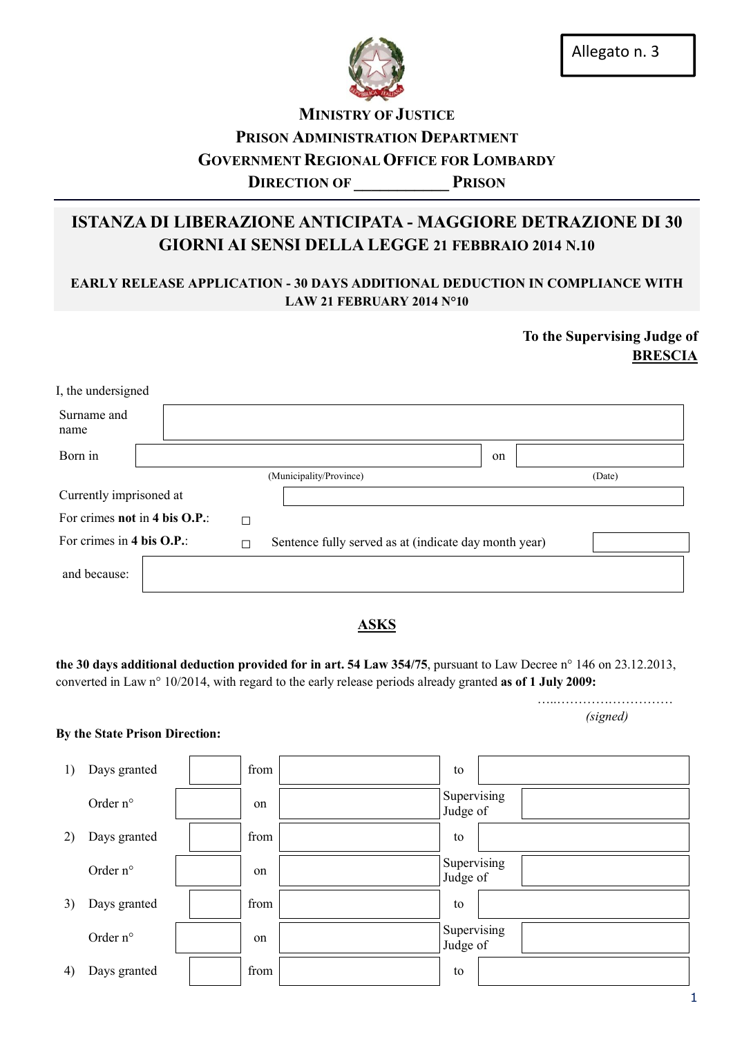Allegato n. 3

**MINISTRY OF JUSTICE**
**PRISON ADMINISTRATION DEPARTMENT**
**GOVERNMENT REGIONAL OFFICE FOR LOMBARDY**
**DIRECTION OF ____________ PRISON**

# ISTANZA DI LIBERAZIONE ANTICIPATA - MAGGIORE DETRAZIONE DI 30 GIORNI AI SENSI DELLA LEGGE 21 FEBBRAIO 2014 N.10

**EARLY RELEASE APPLICATION - 30 DAYS ADDITIONAL DEDUCTION IN COMPLIANCE WITH LAW 21 FEBRUARY 2014 N°10**

**To the Supervising Judge of**
**BRESCIA**

I, the undersigned

| | | | |
|---|---|---|---|
| Surname and name | | | |
| Born in | | on | |
| | (Municipality/Province) | | (Date) |
| Currently imprisoned at | | | |
| For crimes **not** in **4 bis O.P.**: | ☐ | | |
| For crimes in **4 bis O.P.**: | ☐ Sentence fully served as at (indicate day month year) | | |
| and because: | | | |

## ASKS

**the 30 days additional deduction provided for in art. 54 Law 354/75**, pursuant to Law Decree n° 146 on 23.12.2013, converted in Law n° 10/2014, with regard to the early release periods already granted **as of 1 July 2009:**

…..………….……………
*(signed)*

**By the State Prison Direction:**

| | | | | | | |
|---|---|---|---|---|---|---|
| 1) | Days granted | | from | | to | |
| | Order n° | | on | | Supervising Judge of | |
| 2) | Days granted | | from | | to | |
| | Order n° | | on | | Supervising Judge of | |
| 3) | Days granted | | from | | to | |
| | Order n° | | on | | Supervising Judge of | |
| 4) | Days granted | | from | | to | |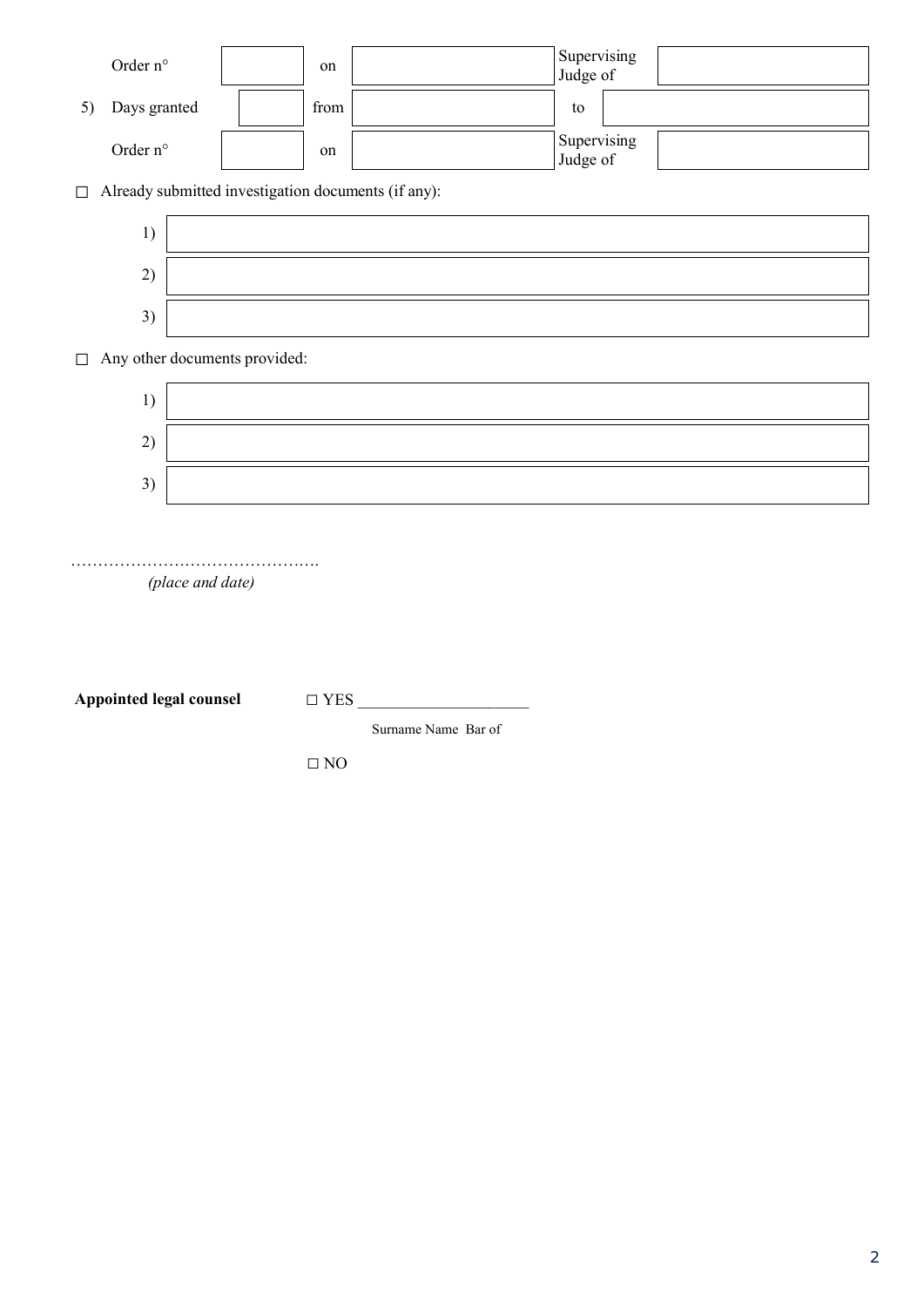| | | | | | |
|---|---|---|---|---|---|
| Order n° | | on | | Supervising Judge of | |
| 5) Days granted | | from | | to | |
| Order n° | | on | | Supervising Judge of | |

☐ Already submitted investigation documents (if any):

| | |
|---|---|
| 1) | |
| 2) | |
| 3) | |

☐ Any other documents provided:

| | |
|---|---|
| 1) | |
| 2) | |
| 3) | |

……………………………………….

*(place and date)*

**Appointed legal counsel** ☐ YES _____________________

Surname Name Bar of

☐ NO